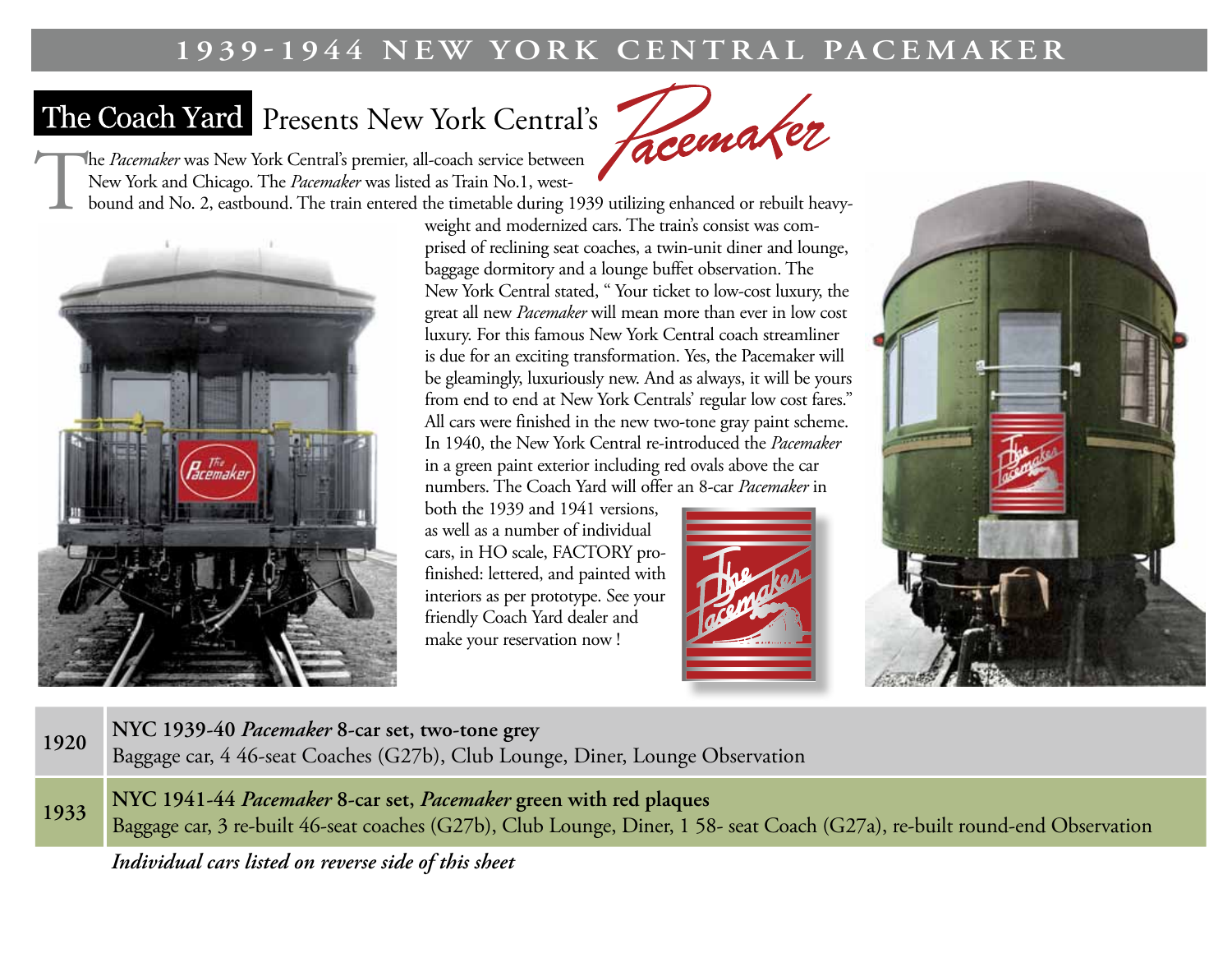# 1939-1944 NEW YORK CENTRAL PACEMAKER

## The Coach Yard Presents New York Central's *Pacemaker*

The *Pacemaker* was New York Central's premier, all-coach service between New York and Chicago. The *Pacemaker* was listed as Train No.1, westbound and No. 2, eastbound. The train entered the timetable during 1939 utilizing enhanced or rebuilt heavyweight and modernized cars. The train's consist was comprised of reclining seat coaches, a twin-unit diner and lounge, baggage dormitory and a lounge buffet observation. The New York Central stated, " Your ticket to low-cost luxury, the great all new *Pacemaker* will mean more than ever in low cost luxury. For this famous New York Central coach streamliner is due for an exciting transformation. Yes, the Pacemaker will be gleamingly, luxuriously new. And as always, it will be yours from end to end at New York Centrals' regular low cost fares." All cars were finished in the new two-tone gray paint scheme. In 1940, the New York Central re-introduced the *Pacemaker* in a green paint exterior including red ovals above the car numbers. The Coach Yard will offer an 8-car *Pacemaker* in both the 1939 and 1941 versions, as well as a number of individual cars, in HO scale, FACTORY profinished: lettered, and painted with interiors as per prototype. See your friendly Coach Yard dealer and make your reservation now !

| | |
|---|---|
| **1920** | **NYC 1939-40 *Pacemaker* 8-car set, two-tone grey**<br>Baggage car, 4 46-seat Coaches (G27b), Club Lounge, Diner, Lounge Observation |
| **1933** | **NYC 1941-44 *Pacemaker* 8-car set, *Pacemaker* green with red plaques**<br>Baggage car, 3 re-built 46-seat coaches (G27b), Club Lounge, Diner, 1 58- seat Coach (G27a), re-built round-end Observation |

***Individual cars listed on reverse side of this sheet***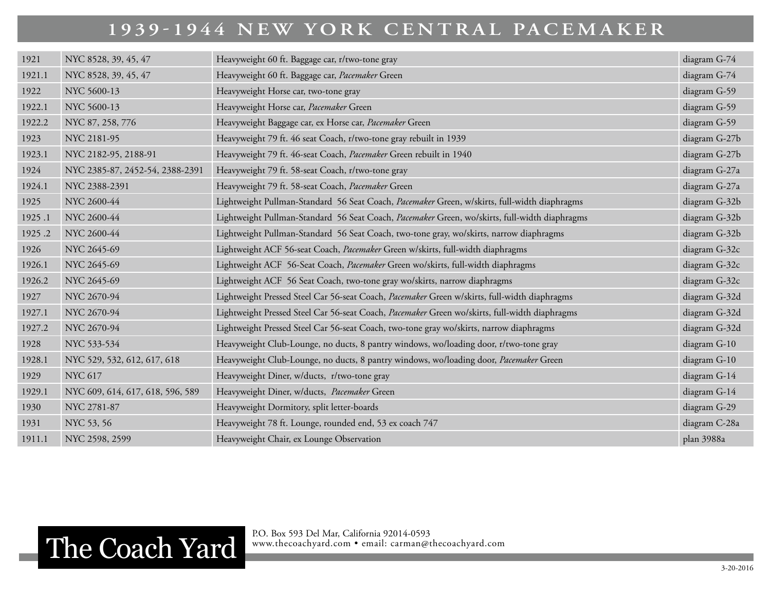# 1939-1944 NEW YORK CENTRAL PACEMAKER

| | | | |
|---|---|---|---|
| 1921 | NYC 8528, 39, 45, 47 | Heavyweight 60 ft. Baggage car, r/two-tone gray | diagram G-74 |
| 1921.1 | NYC 8528, 39, 45, 47 | Heavyweight 60 ft. Baggage car, *Pacemaker* Green | diagram G-74 |
| 1922 | NYC 5600-13 | Heavyweight Horse car, two-tone gray | diagram G-59 |
| 1922.1 | NYC 5600-13 | Heavyweight Horse car, *Pacemaker* Green | diagram G-59 |
| 1922.2 | NYC 87, 258, 776 | Heavyweight Baggage car, ex Horse car, *Pacemaker* Green | diagram G-59 |
| 1923 | NYC 2181-95 | Heavyweight 79 ft. 46 seat Coach, r/two-tone gray rebuilt in 1939 | diagram G-27b |
| 1923.1 | NYC 2182-95, 2188-91 | Heavyweight 79 ft. 46-seat Coach, *Pacemaker* Green rebuilt in 1940 | diagram G-27b |
| 1924 | NYC 2385-87, 2452-54, 2388-2391 | Heavyweight 79 ft. 58-seat Coach, r/two-tone gray | diagram G-27a |
| 1924.1 | NYC 2388-2391 | Heavyweight 79 ft. 58-seat Coach, *Pacemaker* Green | diagram G-27a |
| 1925 | NYC 2600-44 | Lightweight Pullman-Standard 56 Seat Coach, *Pacemaker* Green, w/skirts, full-width diaphragms | diagram G-32b |
| 1925 .1 | NYC 2600-44 | Lightweight Pullman-Standard 56 Seat Coach, *Pacemaker* Green, wo/skirts, full-width diaphragms | diagram G-32b |
| 1925 .2 | NYC 2600-44 | Lightweight Pullman-Standard 56 Seat Coach, two-tone gray, wo/skirts, narrow diaphragms | diagram G-32b |
| 1926 | NYC 2645-69 | Lightweight ACF 56-seat Coach, *Pacemaker* Green w/skirts, full-width diaphragms | diagram G-32c |
| 1926.1 | NYC 2645-69 | Lightweight ACF 56-Seat Coach, *Pacemaker* Green wo/skirts, full-width diaphragms | diagram G-32c |
| 1926.2 | NYC 2645-69 | Lightweight ACF 56 Seat Coach, two-tone gray wo/skirts, narrow diaphragms | diagram G-32c |
| 1927 | NYC 2670-94 | Lightweight Pressed Steel Car 56-seat Coach, *Pacemaker* Green w/skirts, full-width diaphragms | diagram G-32d |
| 1927.1 | NYC 2670-94 | Lightweight Pressed Steel Car 56-seat Coach, *Pacemaker* Green wo/skirts, full-width diaphragms | diagram G-32d |
| 1927.2 | NYC 2670-94 | Lightweight Pressed Steel Car 56-seat Coach, two-tone gray wo/skirts, narrow diaphragms | diagram G-32d |
| 1928 | NYC 533-534 | Heavyweight Club-Lounge, no ducts, 8 pantry windows, wo/loading door, r/two-tone gray | diagram G-10 |
| 1928.1 | NYC 529, 532, 612, 617, 618 | Heavyweight Club-Lounge, no ducts, 8 pantry windows, wo/loading door, *Pacemaker* Green | diagram G-10 |
| 1929 | NYC 617 | Heavyweight Diner, w/ducts, r/two-tone gray | diagram G-14 |
| 1929.1 | NYC 609, 614, 617, 618, 596, 589 | Heavyweight Diner, w/ducts, *Pacemaker* Green | diagram G-14 |
| 1930 | NYC 2781-87 | Heavyweight Dormitory, split letter-boards | diagram G-29 |
| 1931 | NYC 53, 56 | Heavyweight 78 ft. Lounge, rounded end, 53 ex coach 747 | diagram C-28a |
| 1911.1 | NYC 2598, 2599 | Heavyweight Chair, ex Lounge Observation | plan 3988a |

The Coach Yard

P.O. Box 593 Del Mar, California 92014-0593
www.thecoachyard.com • email: carman@thecoachyard.com

3-20-2016